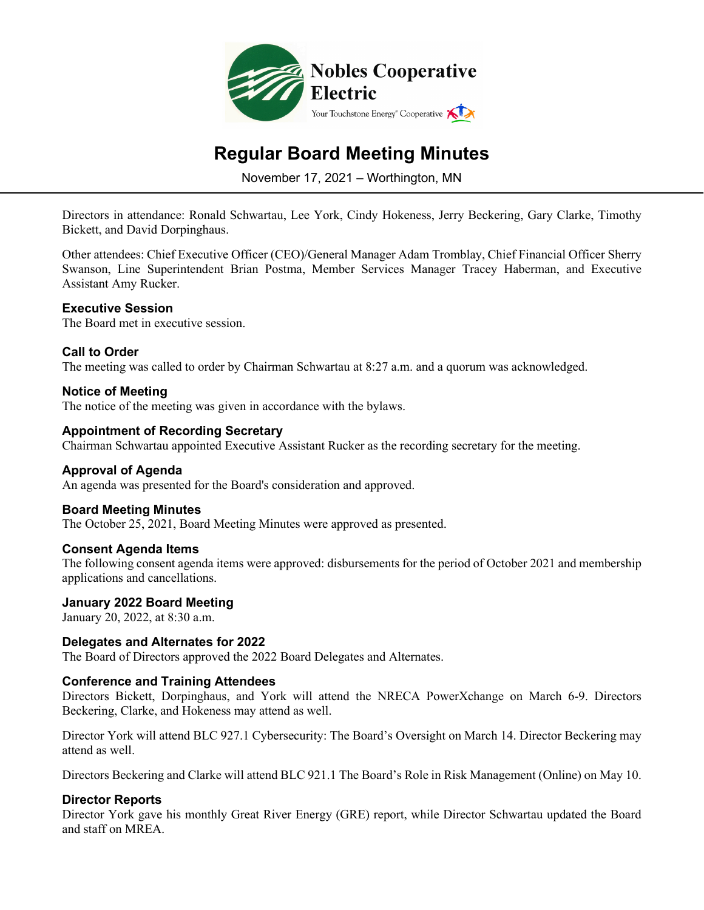**Nobles Cooperative Electric**

Your Touchstone Energy® Cooperative

# Regular Board Meeting Minutes

November 17, 2021 – Worthington, MN

Directors in attendance: Ronald Schwartau, Lee York, Cindy Hokeness, Jerry Beckering, Gary Clarke, Timothy Bickett, and David Dorpinghaus.

Other attendees: Chief Executive Officer (CEO)/General Manager Adam Tromblay, Chief Financial Officer Sherry Swanson, Line Superintendent Brian Postma, Member Services Manager Tracey Haberman, and Executive Assistant Amy Rucker.

### Executive Session

The Board met in executive session.

### Call to Order

The meeting was called to order by Chairman Schwartau at 8:27 a.m. and a quorum was acknowledged.

### Notice of Meeting

The notice of the meeting was given in accordance with the bylaws.

### Appointment of Recording Secretary

Chairman Schwartau appointed Executive Assistant Rucker as the recording secretary for the meeting.

### Approval of Agenda

An agenda was presented for the Board's consideration and approved.

### Board Meeting Minutes

The October 25, 2021, Board Meeting Minutes were approved as presented.

### Consent Agenda Items

The following consent agenda items were approved: disbursements for the period of October 2021 and membership applications and cancellations.

### January 2022 Board Meeting

January 20, 2022, at 8:30 a.m.

### Delegates and Alternates for 2022

The Board of Directors approved the 2022 Board Delegates and Alternates.

### Conference and Training Attendees

Directors Bickett, Dorpinghaus, and York will attend the NRECA PowerXchange on March 6-9. Directors Beckering, Clarke, and Hokeness may attend as well.

Director York will attend BLC 927.1 Cybersecurity: The Board's Oversight on March 14. Director Beckering may attend as well.

Directors Beckering and Clarke will attend BLC 921.1 The Board's Role in Risk Management (Online) on May 10.

### Director Reports

Director York gave his monthly Great River Energy (GRE) report, while Director Schwartau updated the Board and staff on MREA.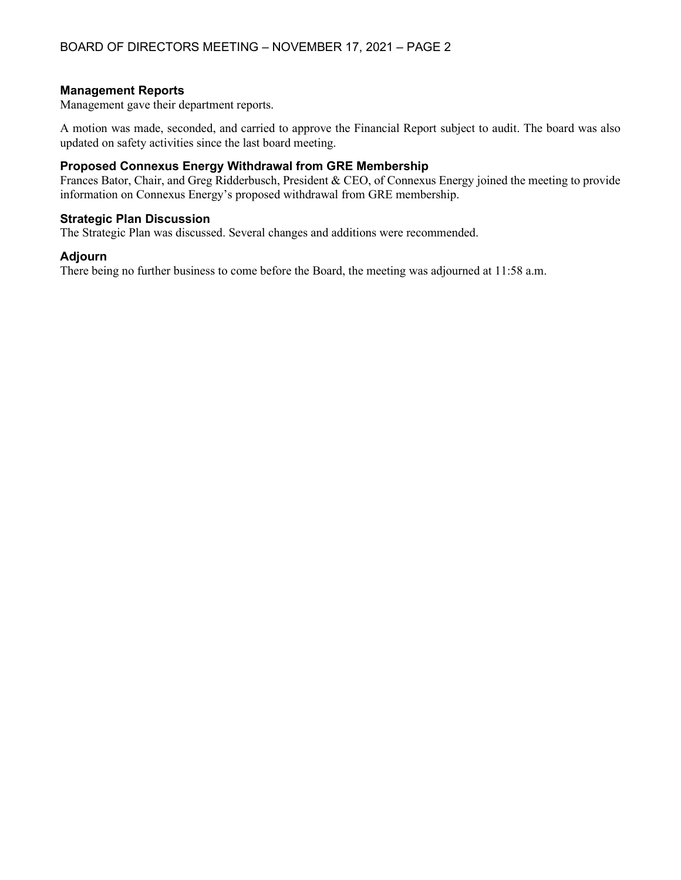## Management Reports

Management gave their department reports.

A motion was made, seconded, and carried to approve the Financial Report subject to audit. The board was also updated on safety activities since the last board meeting.

## Proposed Connexus Energy Withdrawal from GRE Membership

Frances Bator, Chair, and Greg Ridderbusch, President & CEO, of Connexus Energy joined the meeting to provide information on Connexus Energy's proposed withdrawal from GRE membership.

## Strategic Plan Discussion

The Strategic Plan was discussed. Several changes and additions were recommended.

## Adjourn

There being no further business to come before the Board, the meeting was adjourned at 11:58 a.m.